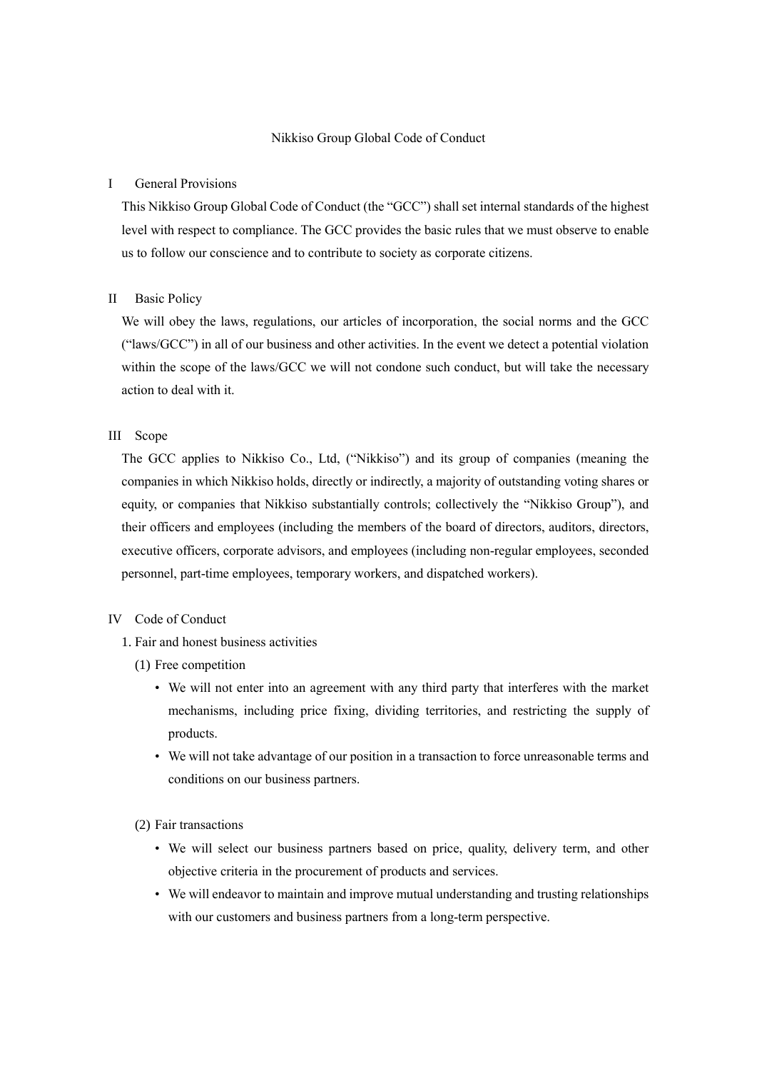# Nikkiso Group Global Code of Conduct

## I General Provisions

This Nikkiso Group Global Code of Conduct (the "GCC") shall set internal standards of the highest level with respect to compliance. The GCC provides the basic rules that we must observe to enable us to follow our conscience and to contribute to society as corporate citizens.

## II Basic Policy

We will obey the laws, regulations, our articles of incorporation, the social norms and the GCC ("laws/GCC") in all of our business and other activities. In the event we detect a potential violation within the scope of the laws/GCC we will not condone such conduct, but will take the necessary action to deal with it.

## III Scope

The GCC applies to Nikkiso Co., Ltd, ("Nikkiso") and its group of companies (meaning the companies in which Nikkiso holds, directly or indirectly, a majority of outstanding voting shares or equity, or companies that Nikkiso substantially controls; collectively the "Nikkiso Group"), and their officers and employees (including the members of the board of directors, auditors, directors, executive officers, corporate advisors, and employees (including non-regular employees, seconded personnel, part-time employees, temporary workers, and dispatched workers).

## IV Code of Conduct

### 1. Fair and honest business activities

#### (1) Free competition

- We will not enter into an agreement with any third party that interferes with the market mechanisms, including price fixing, dividing territories, and restricting the supply of products.
- We will not take advantage of our position in a transaction to force unreasonable terms and conditions on our business partners.

#### (2) Fair transactions

- We will select our business partners based on price, quality, delivery term, and other objective criteria in the procurement of products and services.
- We will endeavor to maintain and improve mutual understanding and trusting relationships with our customers and business partners from a long-term perspective.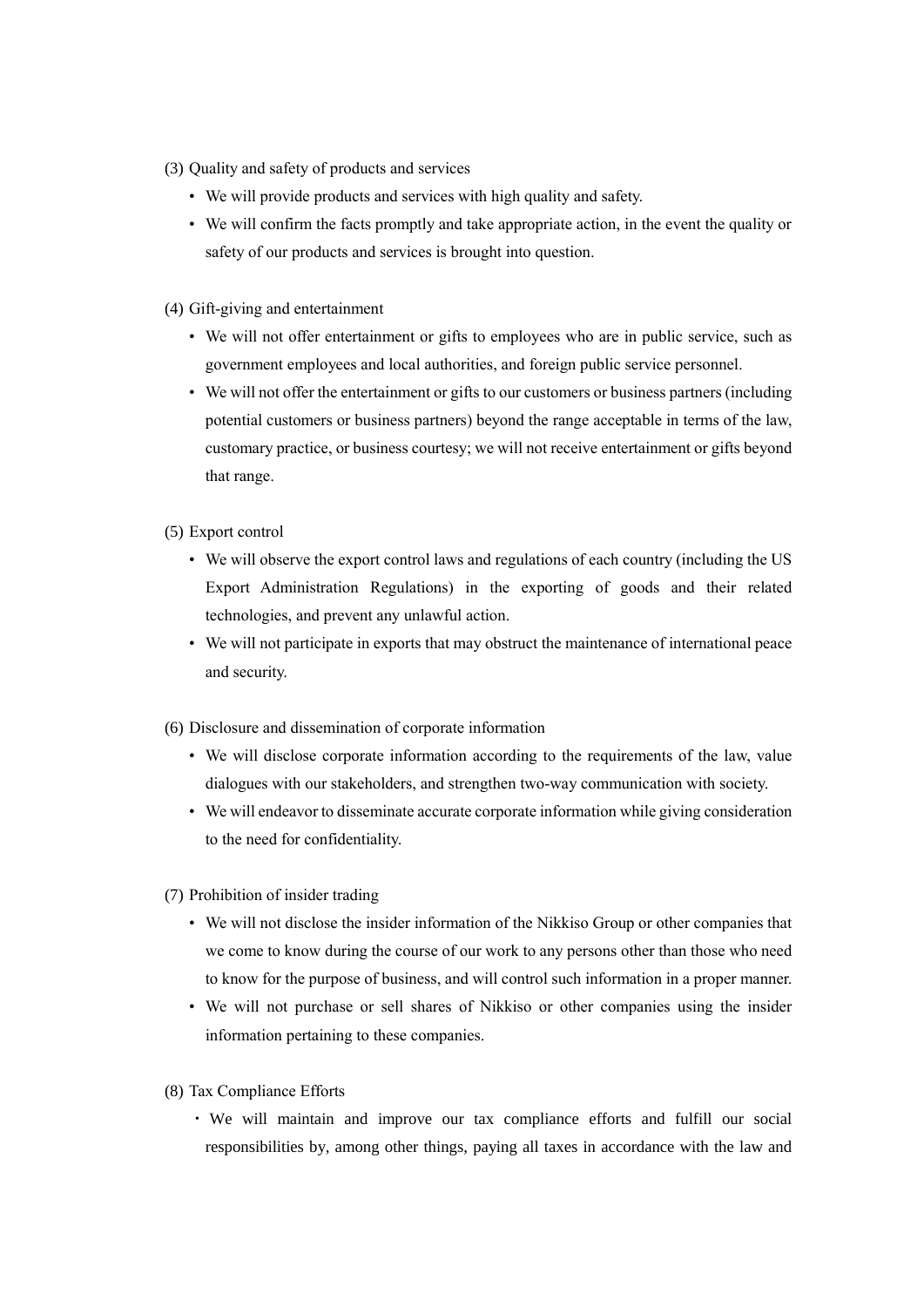(3) Quality and safety of products and services

- We will provide products and services with high quality and safety.
- We will confirm the facts promptly and take appropriate action, in the event the quality or safety of our products and services is brought into question.

(4) Gift-giving and entertainment

- We will not offer entertainment or gifts to employees who are in public service, such as government employees and local authorities, and foreign public service personnel.
- We will not offer the entertainment or gifts to our customers or business partners (including potential customers or business partners) beyond the range acceptable in terms of the law, customary practice, or business courtesy; we will not receive entertainment or gifts beyond that range.

(5) Export control

- We will observe the export control laws and regulations of each country (including the US Export Administration Regulations) in the exporting of goods and their related technologies, and prevent any unlawful action.
- We will not participate in exports that may obstruct the maintenance of international peace and security.

(6) Disclosure and dissemination of corporate information

- We will disclose corporate information according to the requirements of the law, value dialogues with our stakeholders, and strengthen two-way communication with society.
- We will endeavor to disseminate accurate corporate information while giving consideration to the need for confidentiality.

(7) Prohibition of insider trading

- We will not disclose the insider information of the Nikkiso Group or other companies that we come to know during the course of our work to any persons other than those who need to know for the purpose of business, and will control such information in a proper manner.
- We will not purchase or sell shares of Nikkiso or other companies using the insider information pertaining to these companies.

(8) Tax Compliance Efforts

- We will maintain and improve our tax compliance efforts and fulfill our social responsibilities by, among other things, paying all taxes in accordance with the law and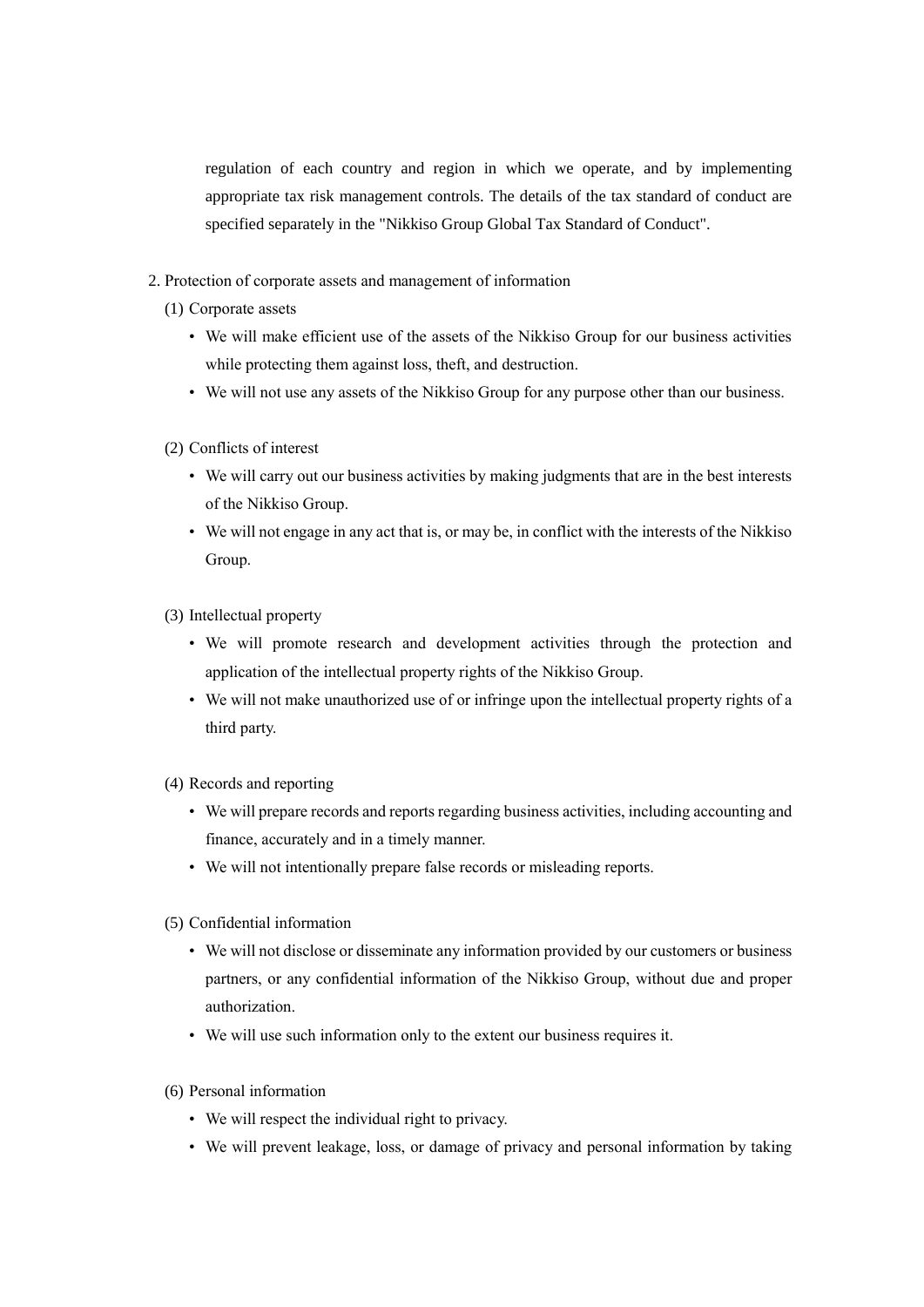regulation of each country and region in which we operate, and by implementing appropriate tax risk management controls. The details of the tax standard of conduct are specified separately in the "Nikkiso Group Global Tax Standard of Conduct".

2. Protection of corporate assets and management of information

   (1) Corporate assets

   - We will make efficient use of the assets of the Nikkiso Group for our business activities while protecting them against loss, theft, and destruction.
   - We will not use any assets of the Nikkiso Group for any purpose other than our business.

   (2) Conflicts of interest

   - We will carry out our business activities by making judgments that are in the best interests of the Nikkiso Group.
   - We will not engage in any act that is, or may be, in conflict with the interests of the Nikkiso Group.

   (3) Intellectual property

   - We will promote research and development activities through the protection and application of the intellectual property rights of the Nikkiso Group.
   - We will not make unauthorized use of or infringe upon the intellectual property rights of a third party.

   (4) Records and reporting

   - We will prepare records and reports regarding business activities, including accounting and finance, accurately and in a timely manner.
   - We will not intentionally prepare false records or misleading reports.

   (5) Confidential information

   - We will not disclose or disseminate any information provided by our customers or business partners, or any confidential information of the Nikkiso Group, without due and proper authorization.
   - We will use such information only to the extent our business requires it.

   (6) Personal information

   - We will respect the individual right to privacy.
   - We will prevent leakage, loss, or damage of privacy and personal information by taking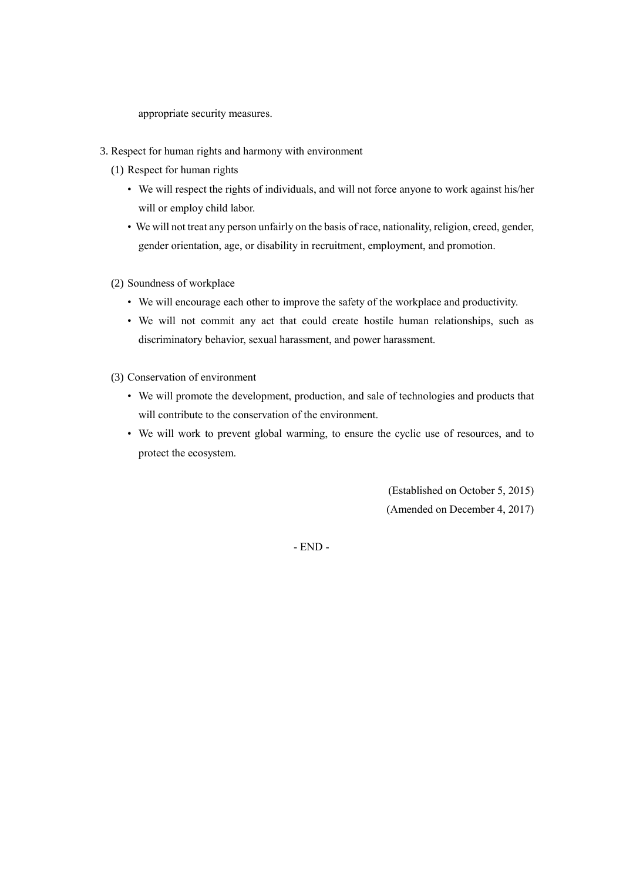appropriate security measures.

3. Respect for human rights and harmony with environment

(1) Respect for human rights

- We will respect the rights of individuals, and will not force anyone to work against his/her will or employ child labor.
- We will not treat any person unfairly on the basis of race, nationality, religion, creed, gender, gender orientation, age, or disability in recruitment, employment, and promotion.

(2) Soundness of workplace

- We will encourage each other to improve the safety of the workplace and productivity.
- We will not commit any act that could create hostile human relationships, such as discriminatory behavior, sexual harassment, and power harassment.

(3) Conservation of environment

- We will promote the development, production, and sale of technologies and products that will contribute to the conservation of the environment.
- We will work to prevent global warming, to ensure the cyclic use of resources, and to protect the ecosystem.

(Established on October 5, 2015)
(Amended on December 4, 2017)

- END -